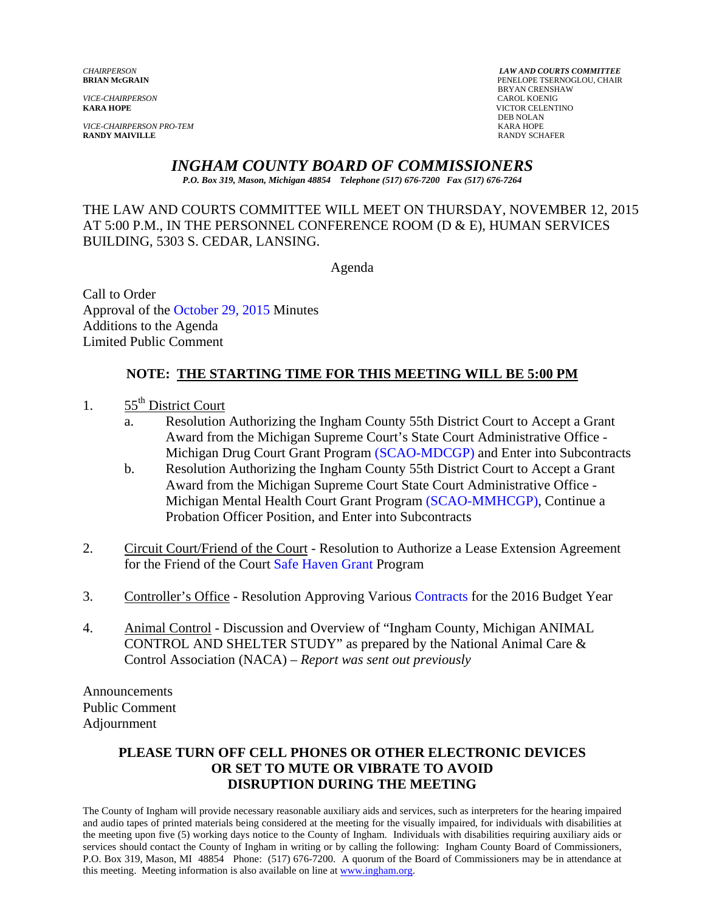*CHAIRPERSON*
**BRIAN McGRAIN**

*VICE-CHAIRPERSON*
**KARA HOPE**

*VICE-CHAIRPERSON PRO-TEM*
**RANDY MAIVILLE**

***LAW AND COURTS COMMITTEE***
PENELOPE TSERNOGLOU, CHAIR
BRYAN CRENSHAW
CAROL KOENIG
VICTOR CELENTINO
DEB NOLAN
KARA HOPE
RANDY SCHAFER

# *INGHAM COUNTY BOARD OF COMMISSIONERS*

***P.O. Box 319, Mason, Michigan 48854 Telephone (517) 676-7200 Fax (517) 676-7264***

THE LAW AND COURTS COMMITTEE WILL MEET ON THURSDAY, NOVEMBER 12, 2015 AT 5:00 P.M., IN THE PERSONNEL CONFERENCE ROOM (D & E), HUMAN SERVICES BUILDING, 5303 S. CEDAR, LANSING.

Agenda

Call to Order
Approval of the October 29, 2015 Minutes
Additions to the Agenda
Limited Public Comment

**NOTE: THE STARTING TIME FOR THIS MEETING WILL BE 5:00 PM**

1. 55th District Court
   a. Resolution Authorizing the Ingham County 55th District Court to Accept a Grant Award from the Michigan Supreme Court's State Court Administrative Office - Michigan Drug Court Grant Program (SCAO-MDCGP) and Enter into Subcontracts
   b. Resolution Authorizing the Ingham County 55th District Court to Accept a Grant Award from the Michigan Supreme Court State Court Administrative Office - Michigan Mental Health Court Grant Program (SCAO-MMHCGP), Continue a Probation Officer Position, and Enter into Subcontracts

2. Circuit Court/Friend of the Court - Resolution to Authorize a Lease Extension Agreement for the Friend of the Court Safe Haven Grant Program

3. Controller's Office - Resolution Approving Various Contracts for the 2016 Budget Year

4. Animal Control - Discussion and Overview of "Ingham County, Michigan ANIMAL CONTROL AND SHELTER STUDY" as prepared by the National Animal Care & Control Association (NACA) – *Report was sent out previously*

Announcements
Public Comment
Adjournment

**PLEASE TURN OFF CELL PHONES OR OTHER ELECTRONIC DEVICES OR SET TO MUTE OR VIBRATE TO AVOID DISRUPTION DURING THE MEETING**

The County of Ingham will provide necessary reasonable auxiliary aids and services, such as interpreters for the hearing impaired and audio tapes of printed materials being considered at the meeting for the visually impaired, for individuals with disabilities at the meeting upon five (5) working days notice to the County of Ingham. Individuals with disabilities requiring auxiliary aids or services should contact the County of Ingham in writing or by calling the following: Ingham County Board of Commissioners, P.O. Box 319, Mason, MI 48854 Phone: (517) 676-7200. A quorum of the Board of Commissioners may be in attendance at this meeting. Meeting information is also available on line at www.ingham.org.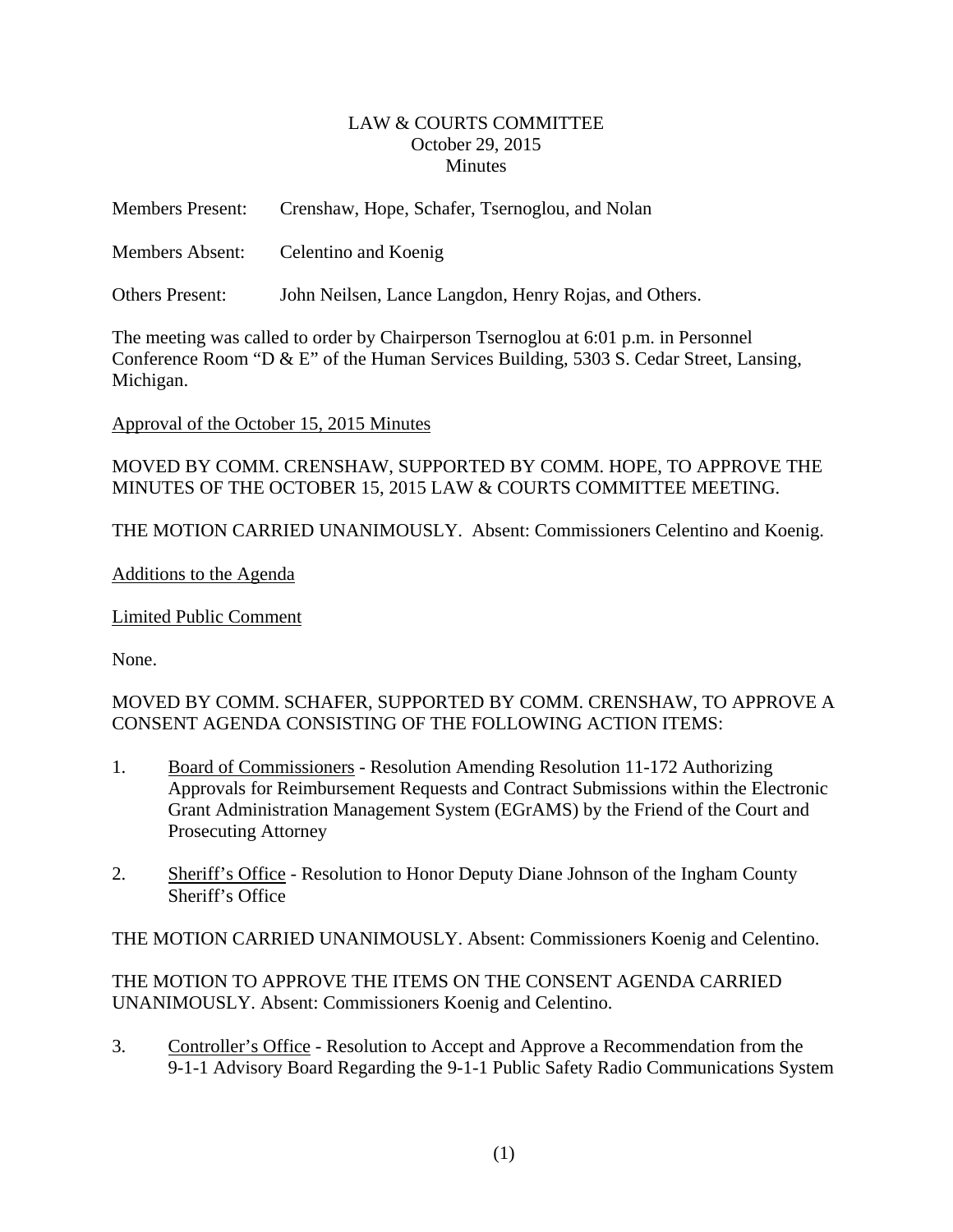LAW & COURTS COMMITTEE
October 29, 2015
Minutes

Members Present: Crenshaw, Hope, Schafer, Tsernoglou, and Nolan

Members Absent: Celentino and Koenig

Others Present: John Neilsen, Lance Langdon, Henry Rojas, and Others.

The meeting was called to order by Chairperson Tsernoglou at 6:01 p.m. in Personnel Conference Room "D & E" of the Human Services Building, 5303 S. Cedar Street, Lansing, Michigan.

Approval of the October 15, 2015 Minutes

MOVED BY COMM. CRENSHAW, SUPPORTED BY COMM. HOPE, TO APPROVE THE MINUTES OF THE OCTOBER 15, 2015 LAW & COURTS COMMITTEE MEETING.

THE MOTION CARRIED UNANIMOUSLY. Absent: Commissioners Celentino and Koenig.

Additions to the Agenda

Limited Public Comment

None.

MOVED BY COMM. SCHAFER, SUPPORTED BY COMM. CRENSHAW, TO APPROVE A CONSENT AGENDA CONSISTING OF THE FOLLOWING ACTION ITEMS:

1. Board of Commissioners - Resolution Amending Resolution 11-172 Authorizing Approvals for Reimbursement Requests and Contract Submissions within the Electronic Grant Administration Management System (EGrAMS) by the Friend of the Court and Prosecuting Attorney

2. Sheriff's Office - Resolution to Honor Deputy Diane Johnson of the Ingham County Sheriff's Office

THE MOTION CARRIED UNANIMOUSLY. Absent: Commissioners Koenig and Celentino.

THE MOTION TO APPROVE THE ITEMS ON THE CONSENT AGENDA CARRIED UNANIMOUSLY. Absent: Commissioners Koenig and Celentino.

3. Controller's Office - Resolution to Accept and Approve a Recommendation from the 9-1-1 Advisory Board Regarding the 9-1-1 Public Safety Radio Communications System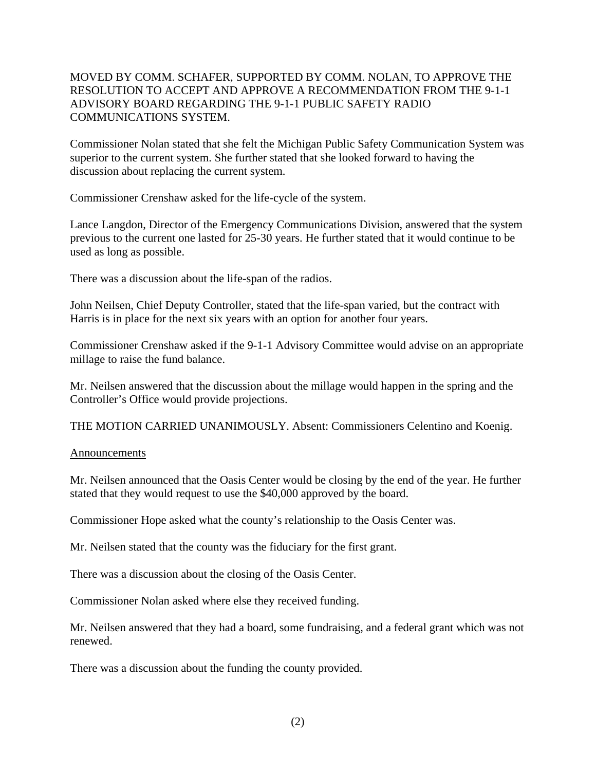MOVED BY COMM. SCHAFER, SUPPORTED BY COMM. NOLAN, TO APPROVE THE RESOLUTION TO ACCEPT AND APPROVE A RECOMMENDATION FROM THE 9-1-1 ADVISORY BOARD REGARDING THE 9-1-1 PUBLIC SAFETY RADIO COMMUNICATIONS SYSTEM.

Commissioner Nolan stated that she felt the Michigan Public Safety Communication System was superior to the current system. She further stated that she looked forward to having the discussion about replacing the current system.

Commissioner Crenshaw asked for the life-cycle of the system.

Lance Langdon, Director of the Emergency Communications Division, answered that the system previous to the current one lasted for 25-30 years. He further stated that it would continue to be used as long as possible.

There was a discussion about the life-span of the radios.

John Neilsen, Chief Deputy Controller, stated that the life-span varied, but the contract with Harris is in place for the next six years with an option for another four years.

Commissioner Crenshaw asked if the 9-1-1 Advisory Committee would advise on an appropriate millage to raise the fund balance.

Mr. Neilsen answered that the discussion about the millage would happen in the spring and the Controller's Office would provide projections.

THE MOTION CARRIED UNANIMOUSLY. Absent: Commissioners Celentino and Koenig.

Announcements

Mr. Neilsen announced that the Oasis Center would be closing by the end of the year. He further stated that they would request to use the $40,000 approved by the board.

Commissioner Hope asked what the county's relationship to the Oasis Center was.

Mr. Neilsen stated that the county was the fiduciary for the first grant.

There was a discussion about the closing of the Oasis Center.

Commissioner Nolan asked where else they received funding.

Mr. Neilsen answered that they had a board, some fundraising, and a federal grant which was not renewed.

There was a discussion about the funding the county provided.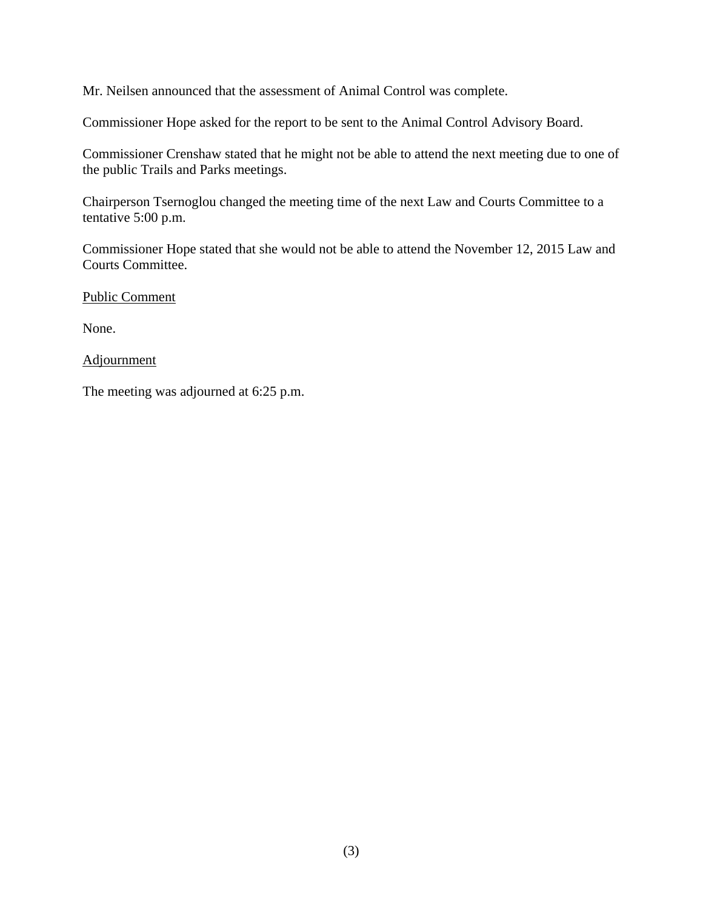Mr. Neilsen announced that the assessment of Animal Control was complete.

Commissioner Hope asked for the report to be sent to the Animal Control Advisory Board.

Commissioner Crenshaw stated that he might not be able to attend the next meeting due to one of the public Trails and Parks meetings.

Chairperson Tsernoglou changed the meeting time of the next Law and Courts Committee to a tentative 5:00 p.m.

Commissioner Hope stated that she would not be able to attend the November 12, 2015 Law and Courts Committee.

Public Comment

None.

Adjournment

The meeting was adjourned at 6:25 p.m.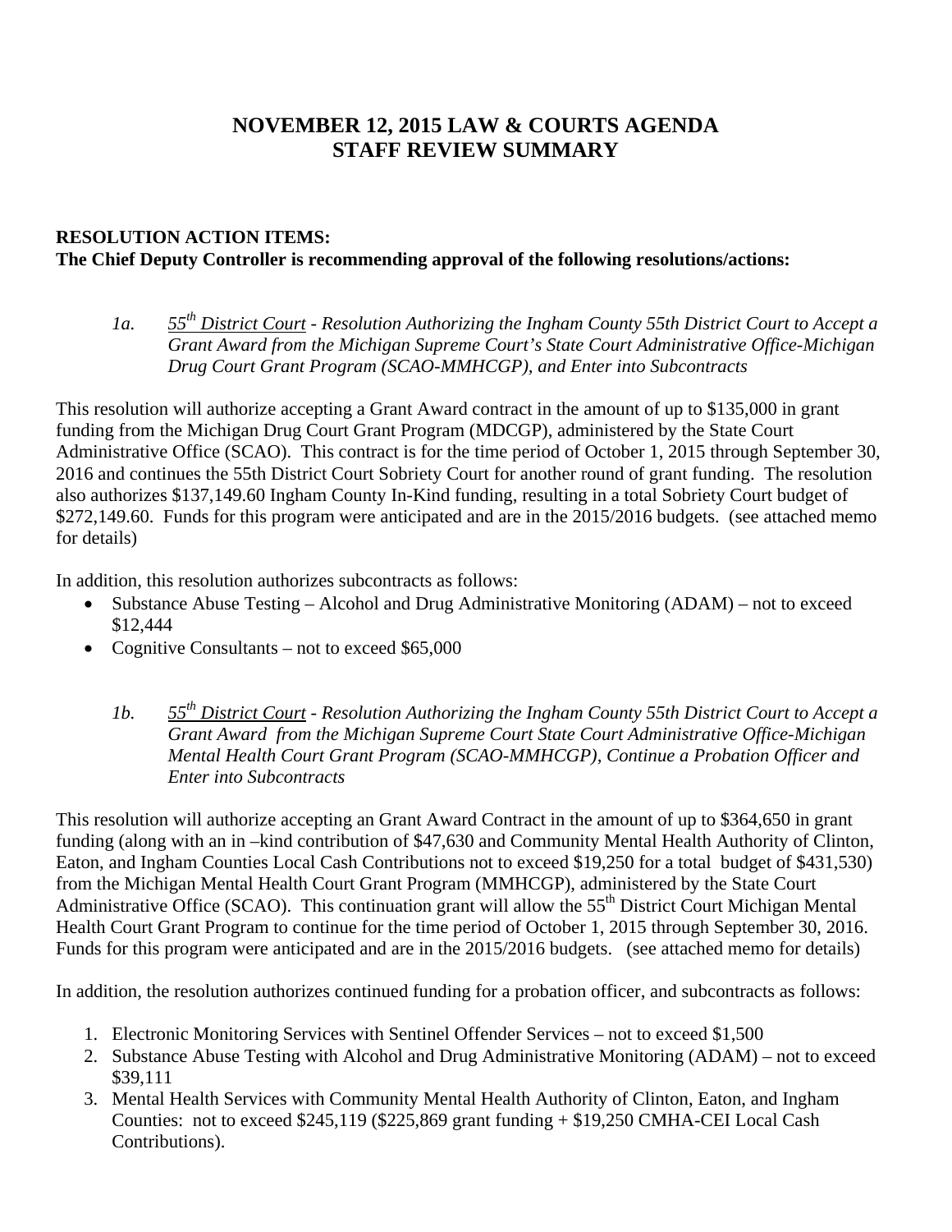# NOVEMBER 12, 2015 LAW & COURTS AGENDA
# STAFF REVIEW SUMMARY

**RESOLUTION ACTION ITEMS:**
**The Chief Deputy Controller is recommending approval of the following resolutions/actions:**

*1a. <u>55th District Court</u> - Resolution Authorizing the Ingham County 55th District Court to Accept a Grant Award from the Michigan Supreme Court's State Court Administrative Office-Michigan Drug Court Grant Program (SCAO-MMHCGP), and Enter into Subcontracts*

This resolution will authorize accepting a Grant Award contract in the amount of up to $135,000 in grant funding from the Michigan Drug Court Grant Program (MDCGP), administered by the State Court Administrative Office (SCAO). This contract is for the time period of October 1, 2015 through September 30, 2016 and continues the 55th District Court Sobriety Court for another round of grant funding. The resolution also authorizes $137,149.60 Ingham County In-Kind funding, resulting in a total Sobriety Court budget of $272,149.60. Funds for this program were anticipated and are in the 2015/2016 budgets. (see attached memo for details)

In addition, this resolution authorizes subcontracts as follows:

- Substance Abuse Testing – Alcohol and Drug Administrative Monitoring (ADAM) – not to exceed $12,444
- Cognitive Consultants – not to exceed $65,000

*1b. <u>55th District Court</u> - Resolution Authorizing the Ingham County 55th District Court to Accept a Grant Award from the Michigan Supreme Court State Court Administrative Office-Michigan Mental Health Court Grant Program (SCAO-MMHCGP), Continue a Probation Officer and Enter into Subcontracts*

This resolution will authorize accepting an Grant Award Contract in the amount of up to $364,650 in grant funding (along with an in –kind contribution of $47,630 and Community Mental Health Authority of Clinton, Eaton, and Ingham Counties Local Cash Contributions not to exceed $19,250 for a total budget of $431,530) from the Michigan Mental Health Court Grant Program (MMHCGP), administered by the State Court Administrative Office (SCAO). This continuation grant will allow the 55th District Court Michigan Mental Health Court Grant Program to continue for the time period of October 1, 2015 through September 30, 2016. Funds for this program were anticipated and are in the 2015/2016 budgets. (see attached memo for details)

In addition, the resolution authorizes continued funding for a probation officer, and subcontracts as follows:

1. Electronic Monitoring Services with Sentinel Offender Services – not to exceed $1,500
2. Substance Abuse Testing with Alcohol and Drug Administrative Monitoring (ADAM) – not to exceed $39,111
3. Mental Health Services with Community Mental Health Authority of Clinton, Eaton, and Ingham Counties: not to exceed $245,119 ($225,869 grant funding + $19,250 CMHA-CEI Local Cash Contributions).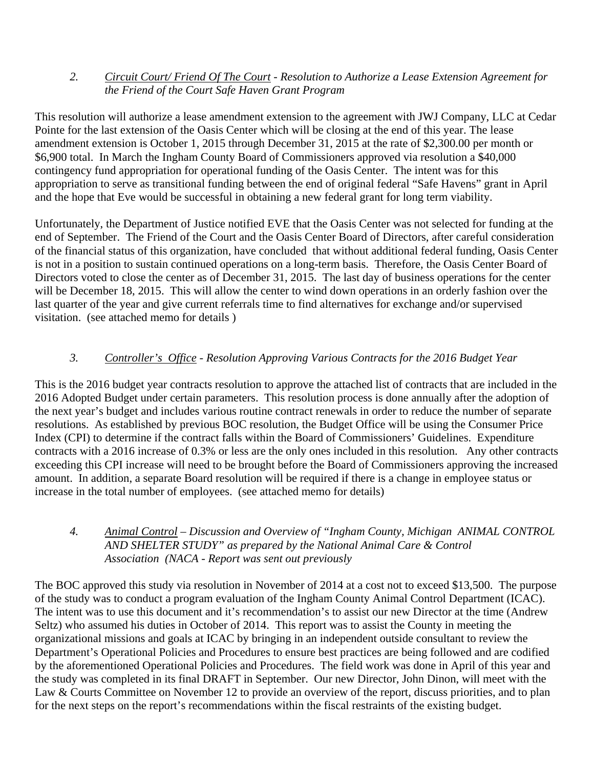*2. <u>Circuit Court/ Friend Of The Court</u> - Resolution to Authorize a Lease Extension Agreement for the Friend of the Court Safe Haven Grant Program*

This resolution will authorize a lease amendment extension to the agreement with JWJ Company, LLC at Cedar Pointe for the last extension of the Oasis Center which will be closing at the end of this year. The lease amendment extension is October 1, 2015 through December 31, 2015 at the rate of $2,300.00 per month or $6,900 total. In March the Ingham County Board of Commissioners approved via resolution a $40,000 contingency fund appropriation for operational funding of the Oasis Center. The intent was for this appropriation to serve as transitional funding between the end of original federal "Safe Havens" grant in April and the hope that Eve would be successful in obtaining a new federal grant for long term viability.

Unfortunately, the Department of Justice notified EVE that the Oasis Center was not selected for funding at the end of September. The Friend of the Court and the Oasis Center Board of Directors, after careful consideration of the financial status of this organization, have concluded that without additional federal funding, Oasis Center is not in a position to sustain continued operations on a long-term basis. Therefore, the Oasis Center Board of Directors voted to close the center as of December 31, 2015. The last day of business operations for the center will be December 18, 2015. This will allow the center to wind down operations in an orderly fashion over the last quarter of the year and give current referrals time to find alternatives for exchange and/or supervised visitation. (see attached memo for details )

*3. <u>Controller's Office</u> - Resolution Approving Various Contracts for the 2016 Budget Year*

This is the 2016 budget year contracts resolution to approve the attached list of contracts that are included in the 2016 Adopted Budget under certain parameters. This resolution process is done annually after the adoption of the next year's budget and includes various routine contract renewals in order to reduce the number of separate resolutions. As established by previous BOC resolution, the Budget Office will be using the Consumer Price Index (CPI) to determine if the contract falls within the Board of Commissioners' Guidelines. Expenditure contracts with a 2016 increase of 0.3% or less are the only ones included in this resolution. Any other contracts exceeding this CPI increase will need to be brought before the Board of Commissioners approving the increased amount. In addition, a separate Board resolution will be required if there is a change in employee status or increase in the total number of employees. (see attached memo for details)

*4. <u>Animal Control</u> – Discussion and Overview of "Ingham County, Michigan ANIMAL CONTROL AND SHELTER STUDY" as prepared by the National Animal Care & Control Association (NACA - Report was sent out previously*

The BOC approved this study via resolution in November of 2014 at a cost not to exceed $13,500. The purpose of the study was to conduct a program evaluation of the Ingham County Animal Control Department (ICAC). The intent was to use this document and it's recommendation's to assist our new Director at the time (Andrew Seltz) who assumed his duties in October of 2014. This report was to assist the County in meeting the organizational missions and goals at ICAC by bringing in an independent outside consultant to review the Department's Operational Policies and Procedures to ensure best practices are being followed and are codified by the aforementioned Operational Policies and Procedures. The field work was done in April of this year and the study was completed in its final DRAFT in September. Our new Director, John Dinon, will meet with the Law & Courts Committee on November 12 to provide an overview of the report, discuss priorities, and to plan for the next steps on the report's recommendations within the fiscal restraints of the existing budget.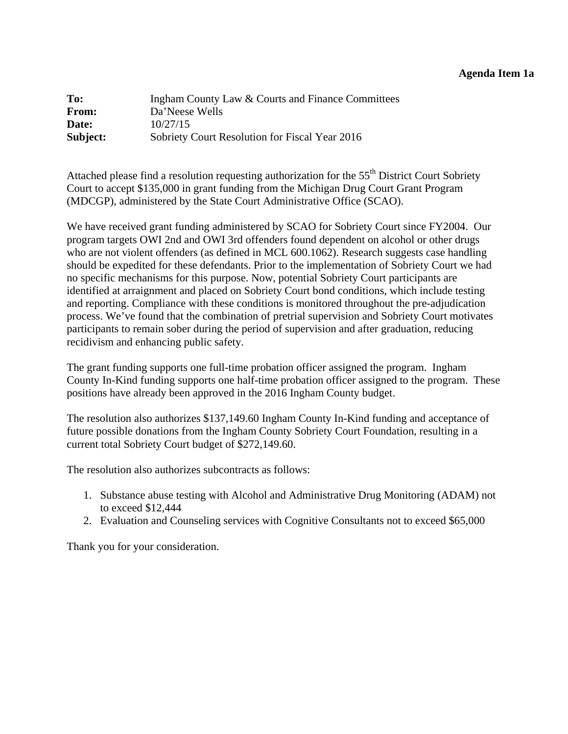**Agenda Item 1a**

**To:** Ingham County Law & Courts and Finance Committees
**From:** Da'Neese Wells
**Date:** 10/27/15
**Subject:** Sobriety Court Resolution for Fiscal Year 2016

Attached please find a resolution requesting authorization for the 55th District Court Sobriety Court to accept $135,000 in grant funding from the Michigan Drug Court Grant Program (MDCGP), administered by the State Court Administrative Office (SCAO).

We have received grant funding administered by SCAO for Sobriety Court since FY2004. Our program targets OWI 2nd and OWI 3rd offenders found dependent on alcohol or other drugs who are not violent offenders (as defined in MCL 600.1062). Research suggests case handling should be expedited for these defendants. Prior to the implementation of Sobriety Court we had no specific mechanisms for this purpose. Now, potential Sobriety Court participants are identified at arraignment and placed on Sobriety Court bond conditions, which include testing and reporting. Compliance with these conditions is monitored throughout the pre-adjudication process. We've found that the combination of pretrial supervision and Sobriety Court motivates participants to remain sober during the period of supervision and after graduation, reducing recidivism and enhancing public safety.

The grant funding supports one full-time probation officer assigned the program. Ingham County In-Kind funding supports one half-time probation officer assigned to the program. These positions have already been approved in the 2016 Ingham County budget.

The resolution also authorizes $137,149.60 Ingham County In-Kind funding and acceptance of future possible donations from the Ingham County Sobriety Court Foundation, resulting in a current total Sobriety Court budget of $272,149.60.

The resolution also authorizes subcontracts as follows:

1. Substance abuse testing with Alcohol and Administrative Drug Monitoring (ADAM) not to exceed $12,444
2. Evaluation and Counseling services with Cognitive Consultants not to exceed $65,000

Thank you for your consideration.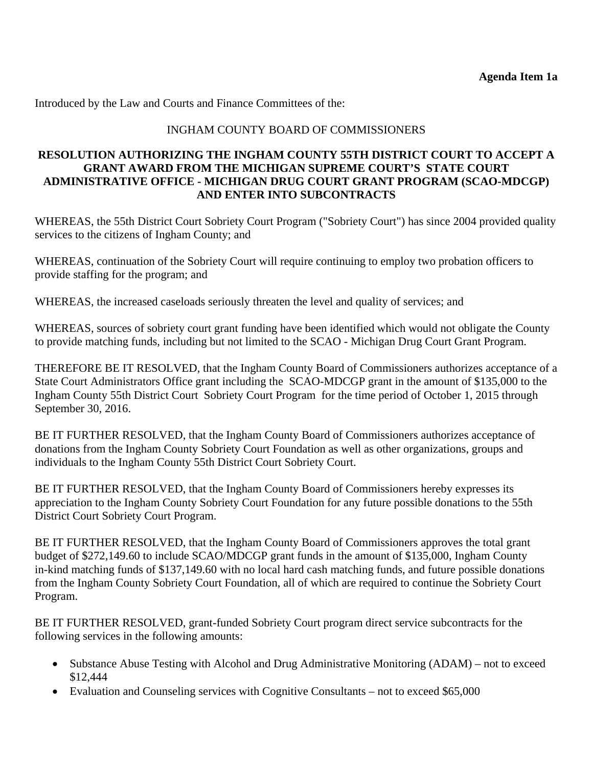**Agenda Item 1a**

Introduced by the Law and Courts and Finance Committees of the:

INGHAM COUNTY BOARD OF COMMISSIONERS

**RESOLUTION AUTHORIZING THE INGHAM COUNTY 55TH DISTRICT COURT TO ACCEPT A GRANT AWARD FROM THE MICHIGAN SUPREME COURT'S STATE COURT ADMINISTRATIVE OFFICE - MICHIGAN DRUG COURT GRANT PROGRAM (SCAO-MDCGP) AND ENTER INTO SUBCONTRACTS**

WHEREAS, the 55th District Court Sobriety Court Program ("Sobriety Court") has since 2004 provided quality services to the citizens of Ingham County; and

WHEREAS, continuation of the Sobriety Court will require continuing to employ two probation officers to provide staffing for the program; and

WHEREAS, the increased caseloads seriously threaten the level and quality of services; and

WHEREAS, sources of sobriety court grant funding have been identified which would not obligate the County to provide matching funds, including but not limited to the SCAO - Michigan Drug Court Grant Program.

THEREFORE BE IT RESOLVED, that the Ingham County Board of Commissioners authorizes acceptance of a State Court Administrators Office grant including the SCAO-MDCGP grant in the amount of $135,000 to the Ingham County 55th District Court Sobriety Court Program for the time period of October 1, 2015 through September 30, 2016.

BE IT FURTHER RESOLVED, that the Ingham County Board of Commissioners authorizes acceptance of donations from the Ingham County Sobriety Court Foundation as well as other organizations, groups and individuals to the Ingham County 55th District Court Sobriety Court.

BE IT FURTHER RESOLVED, that the Ingham County Board of Commissioners hereby expresses its appreciation to the Ingham County Sobriety Court Foundation for any future possible donations to the 55th District Court Sobriety Court Program.

BE IT FURTHER RESOLVED, that the Ingham County Board of Commissioners approves the total grant budget of $272,149.60 to include SCAO/MDCGP grant funds in the amount of $135,000, Ingham County in-kind matching funds of $137,149.60 with no local hard cash matching funds, and future possible donations from the Ingham County Sobriety Court Foundation, all of which are required to continue the Sobriety Court Program.

BE IT FURTHER RESOLVED, grant-funded Sobriety Court program direct service subcontracts for the following services in the following amounts:

- Substance Abuse Testing with Alcohol and Drug Administrative Monitoring (ADAM) – not to exceed $12,444
- Evaluation and Counseling services with Cognitive Consultants – not to exceed $65,000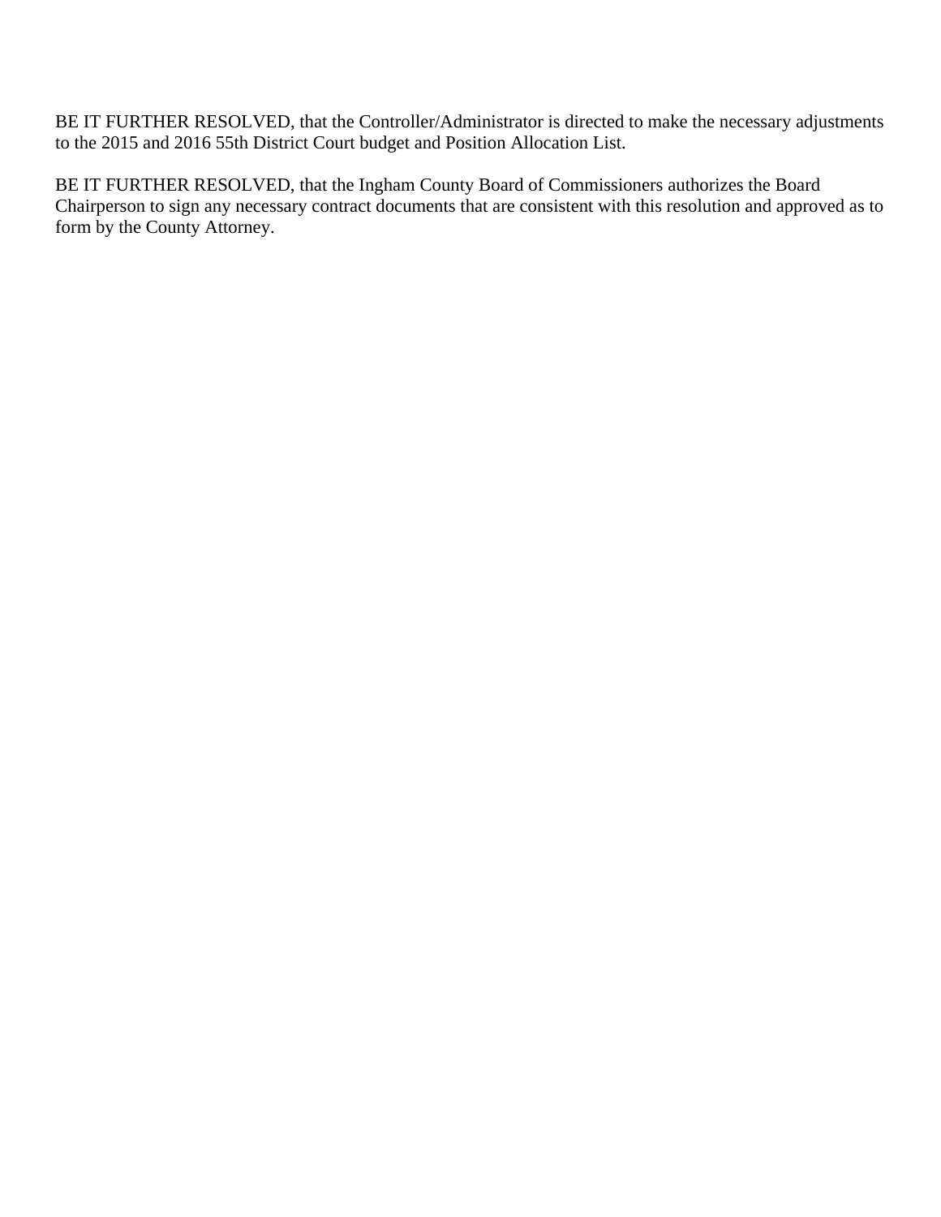BE IT FURTHER RESOLVED, that the Controller/Administrator is directed to make the necessary adjustments to the 2015 and 2016 55th District Court budget and Position Allocation List.

BE IT FURTHER RESOLVED, that the Ingham County Board of Commissioners authorizes the Board Chairperson to sign any necessary contract documents that are consistent with this resolution and approved as to form by the County Attorney.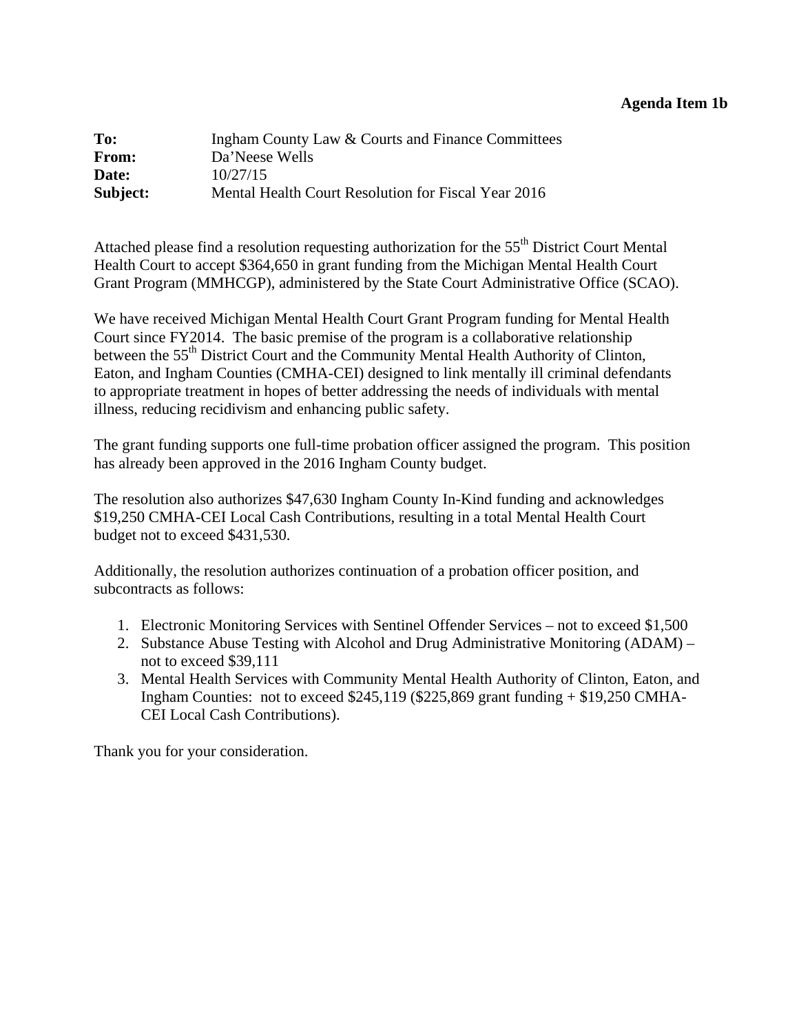**Agenda Item 1b**

**To:** Ingham County Law & Courts and Finance Committees
**From:** Da'Neese Wells
**Date:** 10/27/15
**Subject:** Mental Health Court Resolution for Fiscal Year 2016

Attached please find a resolution requesting authorization for the 55th District Court Mental Health Court to accept $364,650 in grant funding from the Michigan Mental Health Court Grant Program (MMHCGP), administered by the State Court Administrative Office (SCAO).

We have received Michigan Mental Health Court Grant Program funding for Mental Health Court since FY2014. The basic premise of the program is a collaborative relationship between the 55th District Court and the Community Mental Health Authority of Clinton, Eaton, and Ingham Counties (CMHA-CEI) designed to link mentally ill criminal defendants to appropriate treatment in hopes of better addressing the needs of individuals with mental illness, reducing recidivism and enhancing public safety.

The grant funding supports one full-time probation officer assigned the program. This position has already been approved in the 2016 Ingham County budget.

The resolution also authorizes $47,630 Ingham County In-Kind funding and acknowledges $19,250 CMHA-CEI Local Cash Contributions, resulting in a total Mental Health Court budget not to exceed $431,530.

Additionally, the resolution authorizes continuation of a probation officer position, and subcontracts as follows:

1. Electronic Monitoring Services with Sentinel Offender Services – not to exceed $1,500
2. Substance Abuse Testing with Alcohol and Drug Administrative Monitoring (ADAM) – not to exceed $39,111
3. Mental Health Services with Community Mental Health Authority of Clinton, Eaton, and Ingham Counties: not to exceed $245,119 ($225,869 grant funding + $19,250 CMHA-CEI Local Cash Contributions).

Thank you for your consideration.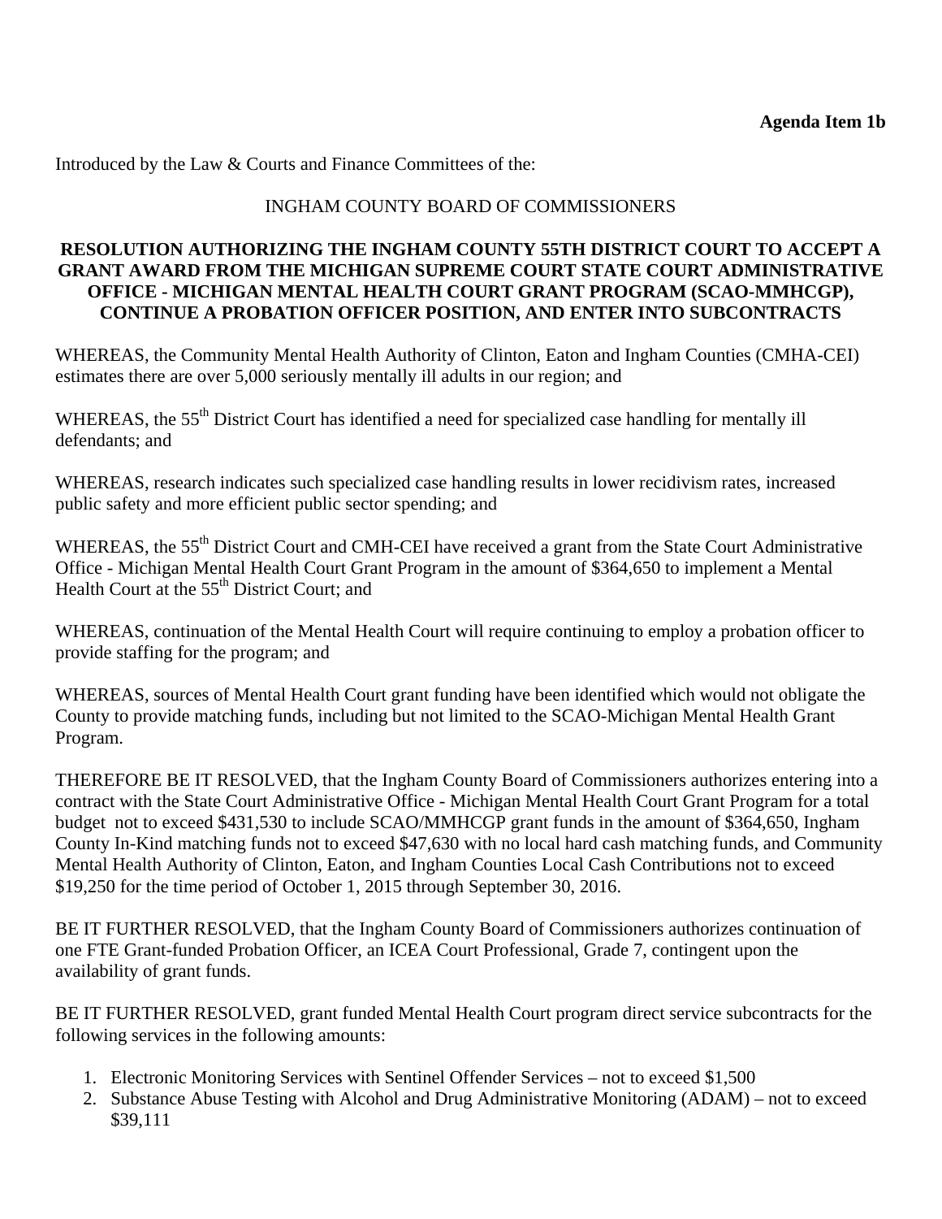**Agenda Item 1b**

Introduced by the Law & Courts and Finance Committees of the:

INGHAM COUNTY BOARD OF COMMISSIONERS

**RESOLUTION AUTHORIZING THE INGHAM COUNTY 55TH DISTRICT COURT TO ACCEPT A GRANT AWARD FROM THE MICHIGAN SUPREME COURT STATE COURT ADMINISTRATIVE OFFICE - MICHIGAN MENTAL HEALTH COURT GRANT PROGRAM (SCAO-MMHCGP), CONTINUE A PROBATION OFFICER POSITION, AND ENTER INTO SUBCONTRACTS**

WHEREAS, the Community Mental Health Authority of Clinton, Eaton and Ingham Counties (CMHA-CEI) estimates there are over 5,000 seriously mentally ill adults in our region; and

WHEREAS, the 55th District Court has identified a need for specialized case handling for mentally ill defendants; and

WHEREAS, research indicates such specialized case handling results in lower recidivism rates, increased public safety and more efficient public sector spending; and

WHEREAS, the 55th District Court and CMH-CEI have received a grant from the State Court Administrative Office - Michigan Mental Health Court Grant Program in the amount of $364,650 to implement a Mental Health Court at the 55th District Court; and

WHEREAS, continuation of the Mental Health Court will require continuing to employ a probation officer to provide staffing for the program; and

WHEREAS, sources of Mental Health Court grant funding have been identified which would not obligate the County to provide matching funds, including but not limited to the SCAO-Michigan Mental Health Grant Program.

THEREFORE BE IT RESOLVED, that the Ingham County Board of Commissioners authorizes entering into a contract with the State Court Administrative Office - Michigan Mental Health Court Grant Program for a total budget not to exceed $431,530 to include SCAO/MMHCGP grant funds in the amount of $364,650, Ingham County In-Kind matching funds not to exceed $47,630 with no local hard cash matching funds, and Community Mental Health Authority of Clinton, Eaton, and Ingham Counties Local Cash Contributions not to exceed $19,250 for the time period of October 1, 2015 through September 30, 2016.

BE IT FURTHER RESOLVED, that the Ingham County Board of Commissioners authorizes continuation of one FTE Grant-funded Probation Officer, an ICEA Court Professional, Grade 7, contingent upon the availability of grant funds.

BE IT FURTHER RESOLVED, grant funded Mental Health Court program direct service subcontracts for the following services in the following amounts:

1. Electronic Monitoring Services with Sentinel Offender Services – not to exceed $1,500
2. Substance Abuse Testing with Alcohol and Drug Administrative Monitoring (ADAM) – not to exceed $39,111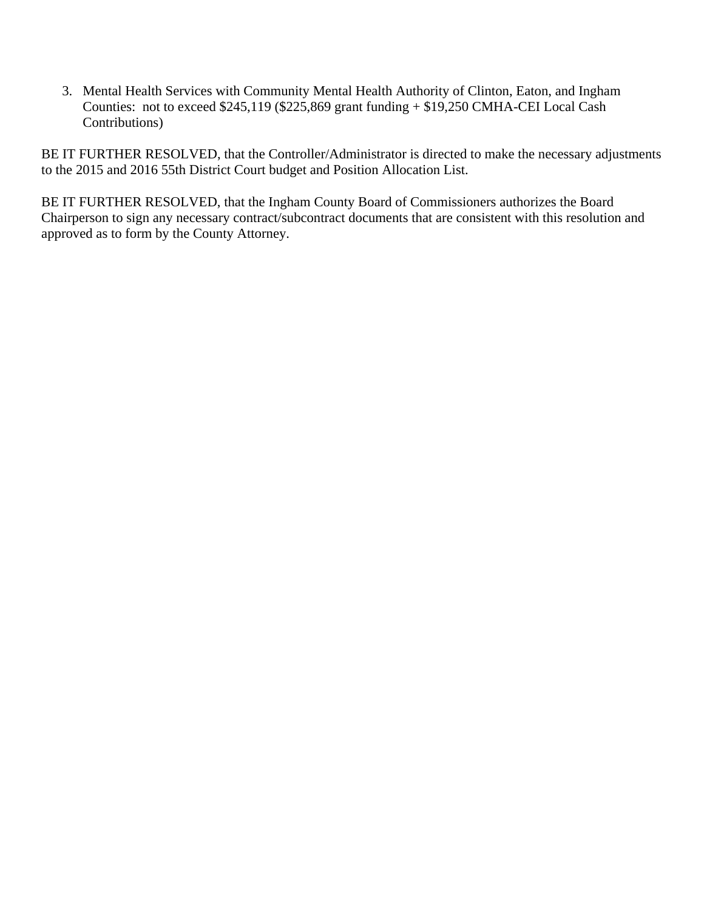3. Mental Health Services with Community Mental Health Authority of Clinton, Eaton, and Ingham Counties: not to exceed $245,119 ($225,869 grant funding + $19,250 CMHA-CEI Local Cash Contributions)

BE IT FURTHER RESOLVED, that the Controller/Administrator is directed to make the necessary adjustments to the 2015 and 2016 55th District Court budget and Position Allocation List.

BE IT FURTHER RESOLVED, that the Ingham County Board of Commissioners authorizes the Board Chairperson to sign any necessary contract/subcontract documents that are consistent with this resolution and approved as to form by the County Attorney.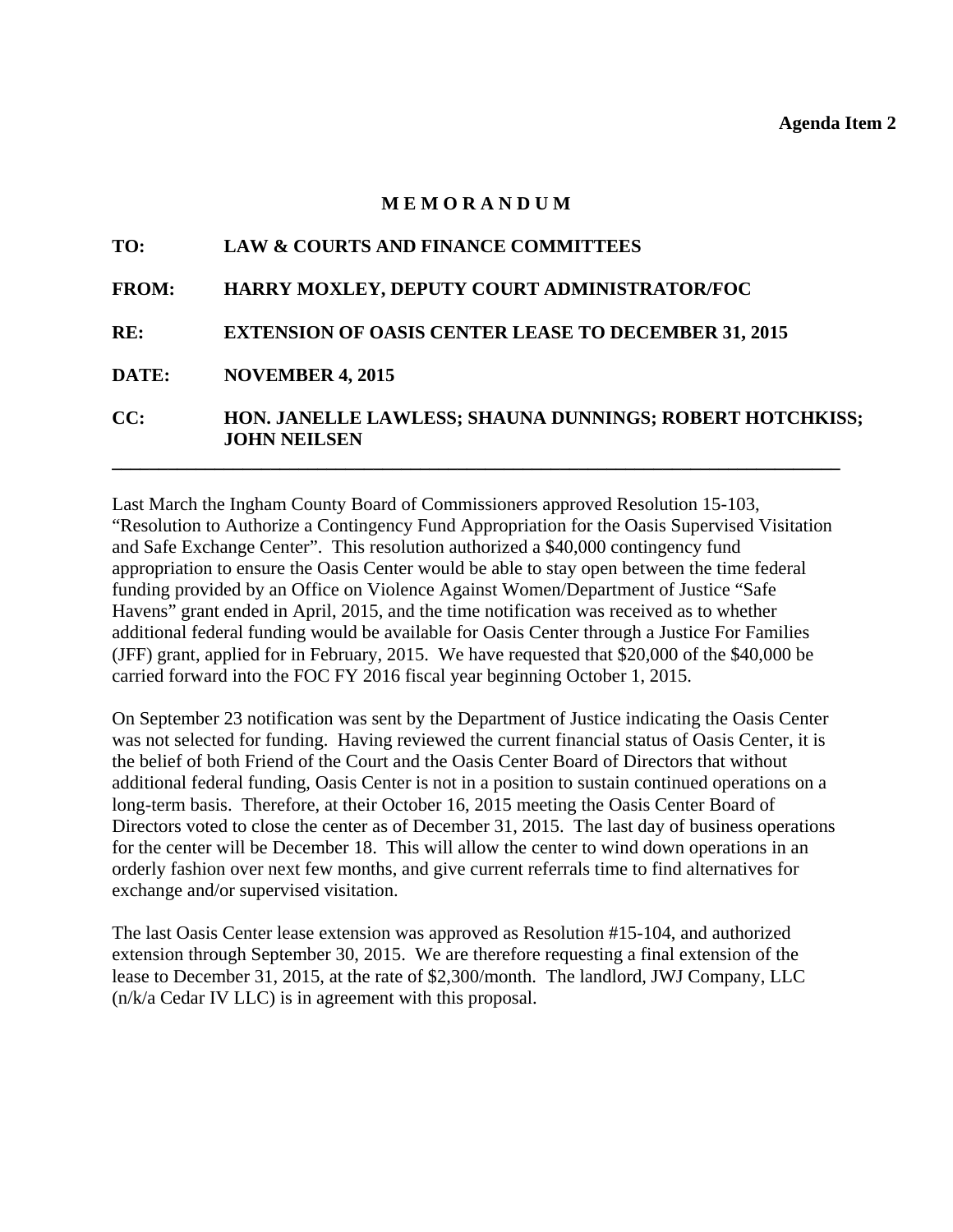**Agenda Item 2**

# M E M O R A N D U M

**TO:** LAW & COURTS AND FINANCE COMMITTEES

**FROM:** HARRY MOXLEY, DEPUTY COURT ADMINISTRATOR/FOC

**RE:** EXTENSION OF OASIS CENTER LEASE TO DECEMBER 31, 2015

**DATE:** NOVEMBER 4, 2015

**CC:** HON. JANELLE LAWLESS; SHAUNA DUNNINGS; ROBERT HOTCHKISS; JOHN NEILSEN

---

Last March the Ingham County Board of Commissioners approved Resolution 15-103, "Resolution to Authorize a Contingency Fund Appropriation for the Oasis Supervised Visitation and Safe Exchange Center". This resolution authorized a $40,000 contingency fund appropriation to ensure the Oasis Center would be able to stay open between the time federal funding provided by an Office on Violence Against Women/Department of Justice "Safe Havens" grant ended in April, 2015, and the time notification was received as to whether additional federal funding would be available for Oasis Center through a Justice For Families (JFF) grant, applied for in February, 2015. We have requested that $20,000 of the $40,000 be carried forward into the FOC FY 2016 fiscal year beginning October 1, 2015.

On September 23 notification was sent by the Department of Justice indicating the Oasis Center was not selected for funding. Having reviewed the current financial status of Oasis Center, it is the belief of both Friend of the Court and the Oasis Center Board of Directors that without additional federal funding, Oasis Center is not in a position to sustain continued operations on a long-term basis. Therefore, at their October 16, 2015 meeting the Oasis Center Board of Directors voted to close the center as of December 31, 2015. The last day of business operations for the center will be December 18. This will allow the center to wind down operations in an orderly fashion over next few months, and give current referrals time to find alternatives for exchange and/or supervised visitation.

The last Oasis Center lease extension was approved as Resolution #15-104, and authorized extension through September 30, 2015. We are therefore requesting a final extension of the lease to December 31, 2015, at the rate of $2,300/month. The landlord, JWJ Company, LLC (n/k/a Cedar IV LLC) is in agreement with this proposal.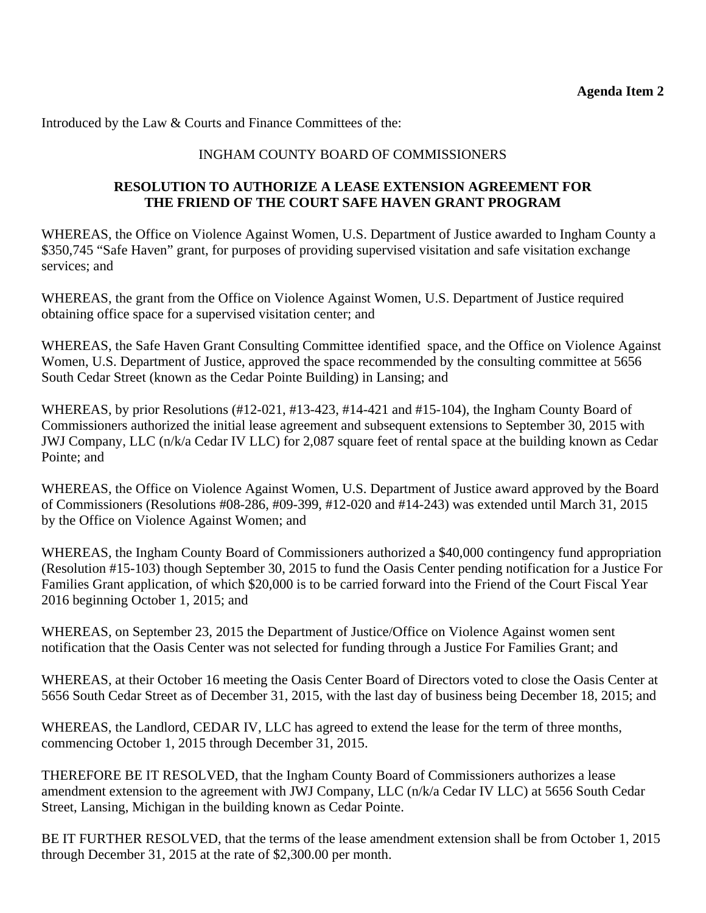**Agenda Item 2**

Introduced by the Law & Courts and Finance Committees of the:

INGHAM COUNTY BOARD OF COMMISSIONERS

**RESOLUTION TO AUTHORIZE A LEASE EXTENSION AGREEMENT FOR THE FRIEND OF THE COURT SAFE HAVEN GRANT PROGRAM**

WHEREAS, the Office on Violence Against Women, U.S. Department of Justice awarded to Ingham County a $350,745 "Safe Haven" grant, for purposes of providing supervised visitation and safe visitation exchange services; and

WHEREAS, the grant from the Office on Violence Against Women, U.S. Department of Justice required obtaining office space for a supervised visitation center; and

WHEREAS, the Safe Haven Grant Consulting Committee identified space, and the Office on Violence Against Women, U.S. Department of Justice, approved the space recommended by the consulting committee at 5656 South Cedar Street (known as the Cedar Pointe Building) in Lansing; and

WHEREAS, by prior Resolutions (#12-021, #13-423, #14-421 and #15-104), the Ingham County Board of Commissioners authorized the initial lease agreement and subsequent extensions to September 30, 2015 with JWJ Company, LLC (n/k/a Cedar IV LLC) for 2,087 square feet of rental space at the building known as Cedar Pointe; and

WHEREAS, the Office on Violence Against Women, U.S. Department of Justice award approved by the Board of Commissioners (Resolutions #08-286, #09-399, #12-020 and #14-243) was extended until March 31, 2015 by the Office on Violence Against Women; and

WHEREAS, the Ingham County Board of Commissioners authorized a $40,000 contingency fund appropriation (Resolution #15-103) though September 30, 2015 to fund the Oasis Center pending notification for a Justice For Families Grant application, of which $20,000 is to be carried forward into the Friend of the Court Fiscal Year 2016 beginning October 1, 2015; and

WHEREAS, on September 23, 2015 the Department of Justice/Office on Violence Against women sent notification that the Oasis Center was not selected for funding through a Justice For Families Grant; and

WHEREAS, at their October 16 meeting the Oasis Center Board of Directors voted to close the Oasis Center at 5656 South Cedar Street as of December 31, 2015, with the last day of business being December 18, 2015; and

WHEREAS, the Landlord, CEDAR IV, LLC has agreed to extend the lease for the term of three months, commencing October 1, 2015 through December 31, 2015.

THEREFORE BE IT RESOLVED, that the Ingham County Board of Commissioners authorizes a lease amendment extension to the agreement with JWJ Company, LLC (n/k/a Cedar IV LLC) at 5656 South Cedar Street, Lansing, Michigan in the building known as Cedar Pointe.

BE IT FURTHER RESOLVED, that the terms of the lease amendment extension shall be from October 1, 2015 through December 31, 2015 at the rate of $2,300.00 per month.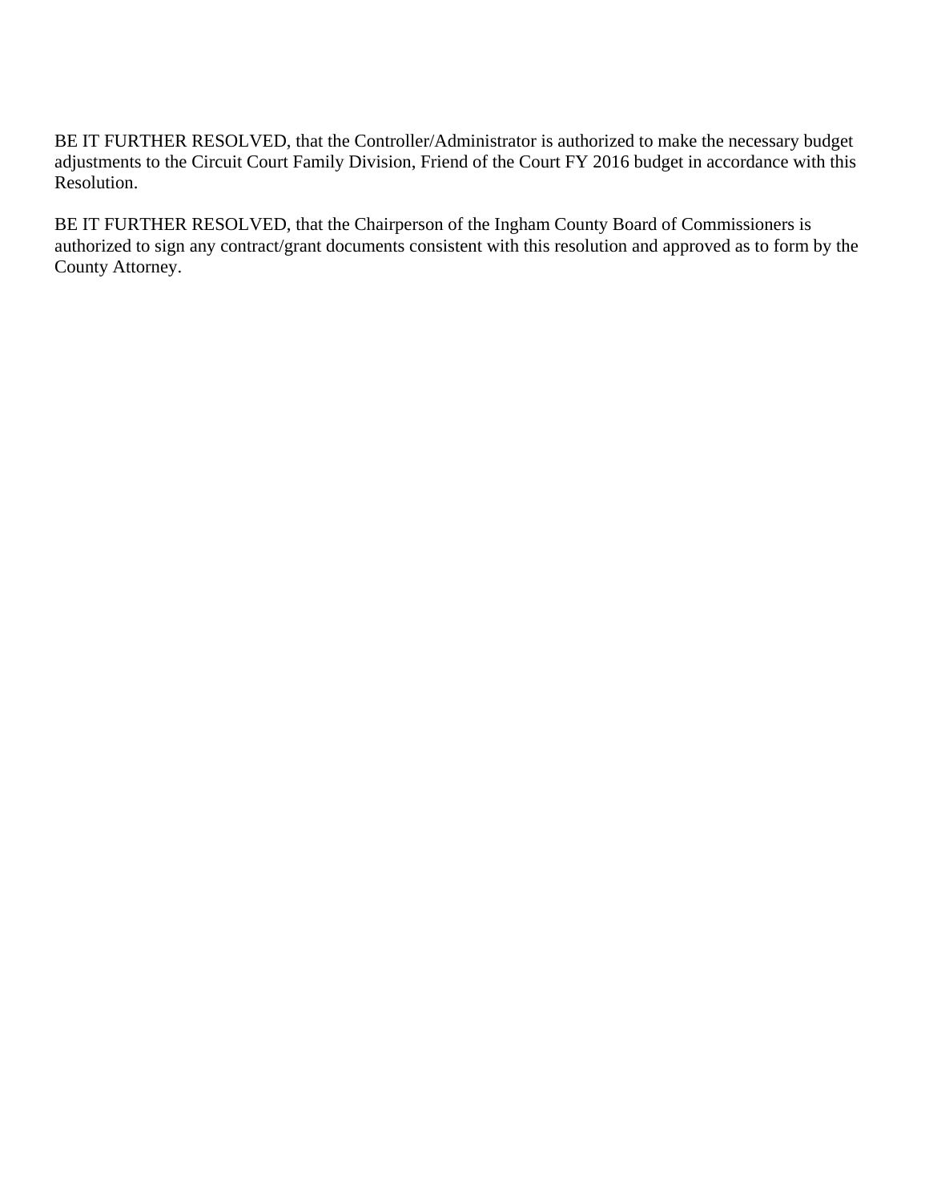BE IT FURTHER RESOLVED, that the Controller/Administrator is authorized to make the necessary budget adjustments to the Circuit Court Family Division, Friend of the Court FY 2016 budget in accordance with this Resolution.

BE IT FURTHER RESOLVED, that the Chairperson of the Ingham County Board of Commissioners is authorized to sign any contract/grant documents consistent with this resolution and approved as to form by the County Attorney.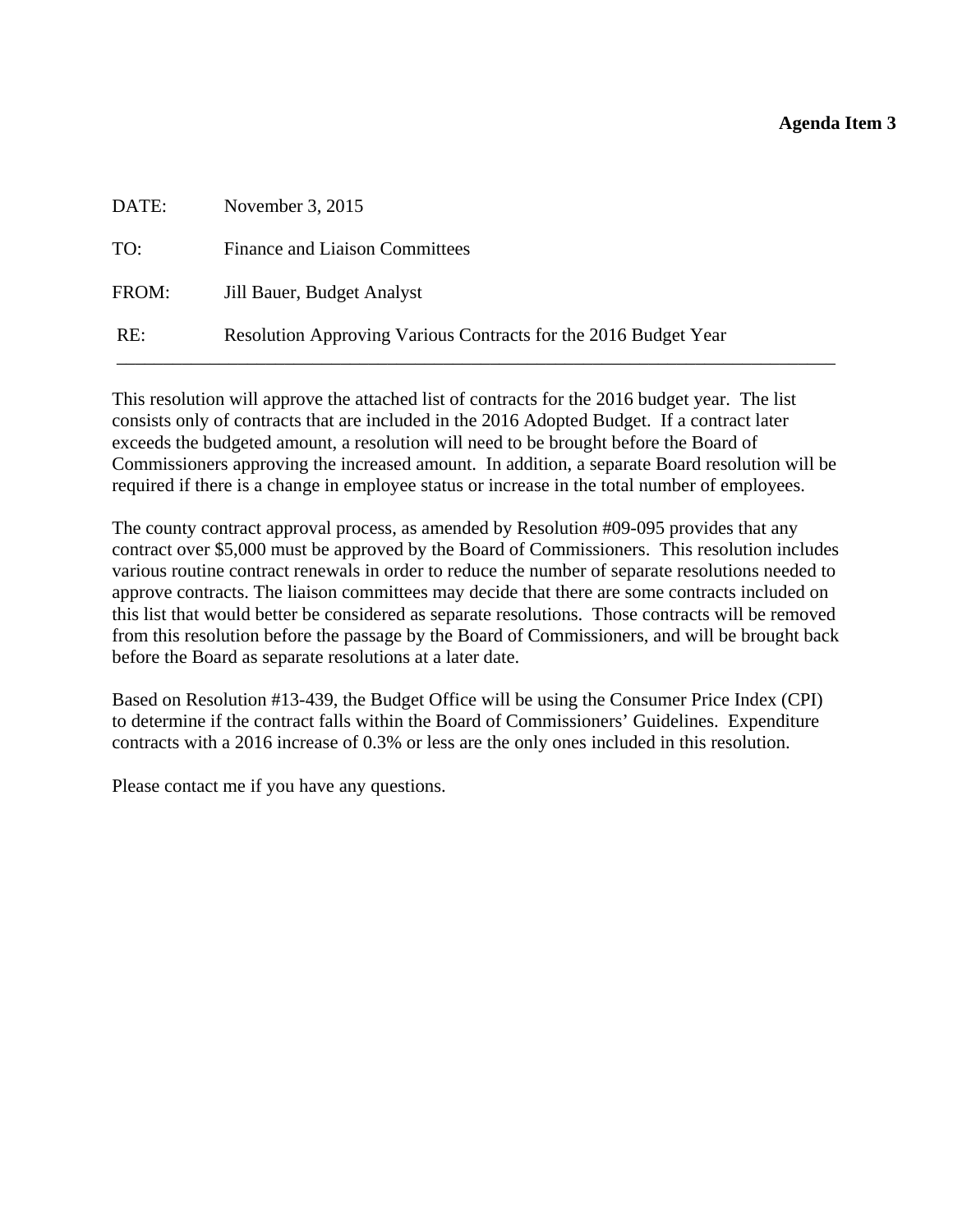**Agenda Item 3**

DATE: November 3, 2015

TO: Finance and Liaison Committees

FROM: Jill Bauer, Budget Analyst

RE: Resolution Approving Various Contracts for the 2016 Budget Year

---

This resolution will approve the attached list of contracts for the 2016 budget year. The list consists only of contracts that are included in the 2016 Adopted Budget. If a contract later exceeds the budgeted amount, a resolution will need to be brought before the Board of Commissioners approving the increased amount. In addition, a separate Board resolution will be required if there is a change in employee status or increase in the total number of employees.

The county contract approval process, as amended by Resolution #09-095 provides that any contract over $5,000 must be approved by the Board of Commissioners. This resolution includes various routine contract renewals in order to reduce the number of separate resolutions needed to approve contracts. The liaison committees may decide that there are some contracts included on this list that would better be considered as separate resolutions. Those contracts will be removed from this resolution before the passage by the Board of Commissioners, and will be brought back before the Board as separate resolutions at a later date.

Based on Resolution #13-439, the Budget Office will be using the Consumer Price Index (CPI) to determine if the contract falls within the Board of Commissioners' Guidelines. Expenditure contracts with a 2016 increase of 0.3% or less are the only ones included in this resolution.

Please contact me if you have any questions.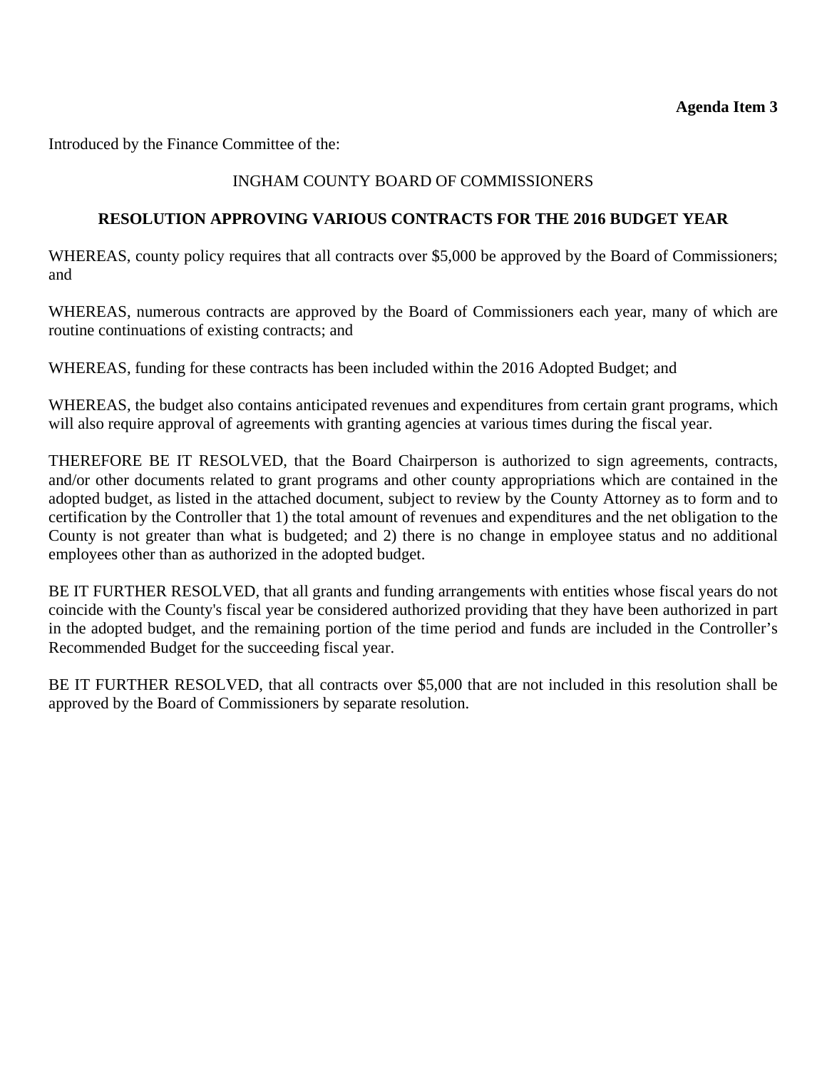**Agenda Item 3**

Introduced by the Finance Committee of the:

INGHAM COUNTY BOARD OF COMMISSIONERS

**RESOLUTION APPROVING VARIOUS CONTRACTS FOR THE 2016 BUDGET YEAR**

WHEREAS, county policy requires that all contracts over $5,000 be approved by the Board of Commissioners; and

WHEREAS, numerous contracts are approved by the Board of Commissioners each year, many of which are routine continuations of existing contracts; and

WHEREAS, funding for these contracts has been included within the 2016 Adopted Budget; and

WHEREAS, the budget also contains anticipated revenues and expenditures from certain grant programs, which will also require approval of agreements with granting agencies at various times during the fiscal year.

THEREFORE BE IT RESOLVED, that the Board Chairperson is authorized to sign agreements, contracts, and/or other documents related to grant programs and other county appropriations which are contained in the adopted budget, as listed in the attached document, subject to review by the County Attorney as to form and to certification by the Controller that 1) the total amount of revenues and expenditures and the net obligation to the County is not greater than what is budgeted; and 2) there is no change in employee status and no additional employees other than as authorized in the adopted budget.

BE IT FURTHER RESOLVED, that all grants and funding arrangements with entities whose fiscal years do not coincide with the County's fiscal year be considered authorized providing that they have been authorized in part in the adopted budget, and the remaining portion of the time period and funds are included in the Controller's Recommended Budget for the succeeding fiscal year.

BE IT FURTHER RESOLVED, that all contracts over $5,000 that are not included in this resolution shall be approved by the Board of Commissioners by separate resolution.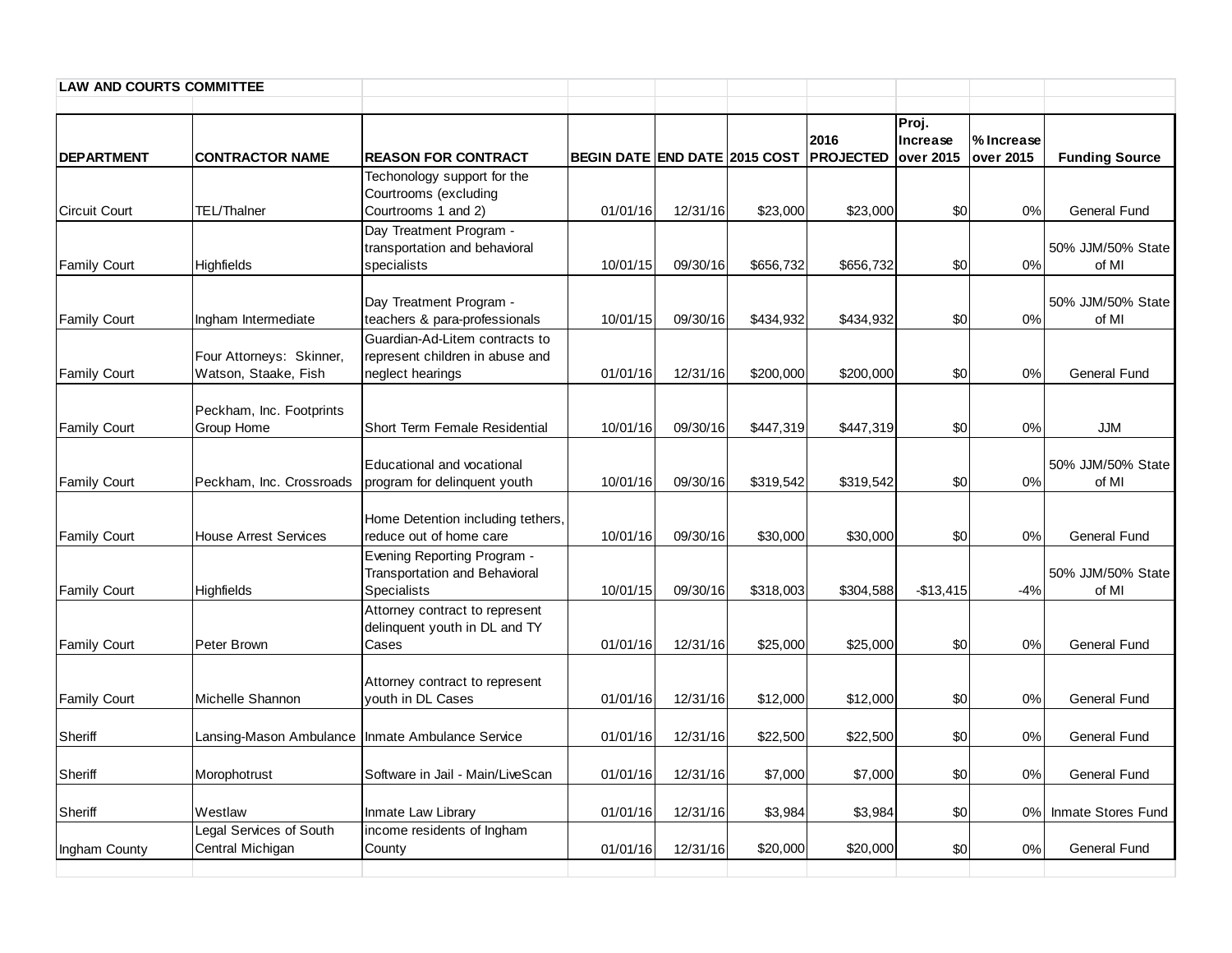**LAW AND COURTS COMMITTEE**

| DEPARTMENT | CONTRACTOR NAME | REASON FOR CONTRACT | BEGIN DATE | END DATE | 2015 COST | 2016 PROJECTED | Proj. Increase over 2015 | % Increase over 2015 | Funding Source |
|---|---|---|---|---|---|---|---|---|---|
| Circuit Court | TEL/Thalner | Techonology support for the Courtrooms (excluding Courtrooms 1 and 2) | 01/01/16 | 12/31/16 | $23,000 | $23,000 | $0 | 0% | General Fund |
| Family Court | Highfields | Day Treatment Program - transportation and behavioral specialists | 10/01/15 | 09/30/16 | $656,732 | $656,732 | $0 | 0% | 50% JJM/50% State of MI |
| Family Court | Ingham Intermediate | Day Treatment Program - teachers & para-professionals | 10/01/15 | 09/30/16 | $434,932 | $434,932 | $0 | 0% | 50% JJM/50% State of MI |
| Family Court | Four Attorneys: Skinner, Watson, Staake, Fish | Guardian-Ad-Litem contracts to represent children in abuse and neglect hearings | 01/01/16 | 12/31/16 | $200,000 | $200,000 | $0 | 0% | General Fund |
| Family Court | Peckham, Inc. Footprints Group Home | Short Term Female Residential | 10/01/16 | 09/30/16 | $447,319 | $447,319 | $0 | 0% | JJM |
| Family Court | Peckham, Inc. Crossroads | Educational and vocational program for delinquent youth | 10/01/16 | 09/30/16 | $319,542 | $319,542 | $0 | 0% | 50% JJM/50% State of MI |
| Family Court | House Arrest Services | Home Detention including tethers, reduce out of home care | 10/01/16 | 09/30/16 | $30,000 | $30,000 | $0 | 0% | General Fund |
| Family Court | Highfields | Evening Reporting Program - Transportation and Behavioral Specialists | 10/01/15 | 09/30/16 | $318,003 | $304,588 | -$13,415 | -4% | 50% JJM/50% State of MI |
| Family Court | Peter Brown | Attorney contract to represent delinquent youth in DL and TY Cases | 01/01/16 | 12/31/16 | $25,000 | $25,000 | $0 | 0% | General Fund |
| Family Court | Michelle Shannon | Attorney contract to represent youth in DL Cases | 01/01/16 | 12/31/16 | $12,000 | $12,000 | $0 | 0% | General Fund |
| Sheriff | Lansing-Mason Ambulance | Inmate Ambulance Service | 01/01/16 | 12/31/16 | $22,500 | $22,500 | $0 | 0% | General Fund |
| Sheriff | Morophotrust | Software in Jail - Main/LiveScan | 01/01/16 | 12/31/16 | $7,000 | $7,000 | $0 | 0% | General Fund |
| Sheriff | Westlaw | Inmate Law Library | 01/01/16 | 12/31/16 | $3,984 | $3,984 | $0 | 0% | Inmate Stores Fund |
| Ingham County | Legal Services of South Central Michigan | income residents of Ingham County | 01/01/16 | 12/31/16 | $20,000 | $20,000 | $0 | 0% | General Fund |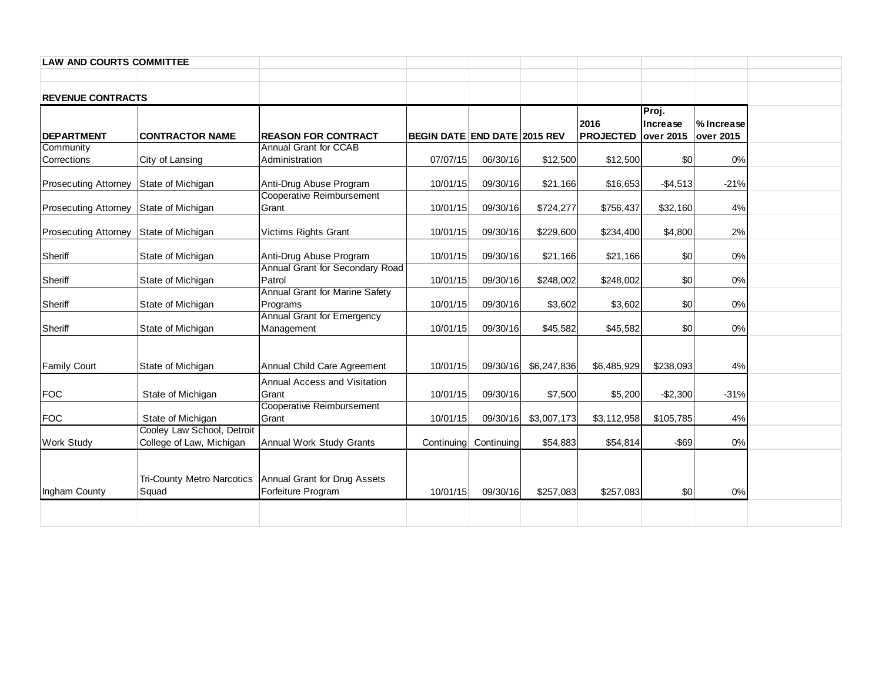**LAW AND COURTS COMMITTEE**

**REVENUE CONTRACTS**

| DEPARTMENT | CONTRACTOR NAME | REASON FOR CONTRACT | BEGIN DATE | END DATE | 2015 REV | 2016 PROJECTED | Proj. Increase over 2015 | % Increase over 2015 |
|---|---|---|---|---|---|---|---|---|
| Community Corrections | City of Lansing | Annual Grant for CCAB Administration | 07/07/15 | 06/30/16 | $12,500 | $12,500 | $0 | 0% |
| Prosecuting Attorney | State of Michigan | Anti-Drug Abuse Program | 10/01/15 | 09/30/16 | $21,166 | $16,653 | -$4,513 | -21% |
| Prosecuting Attorney | State of Michigan | Cooperative Reimbursement Grant | 10/01/15 | 09/30/16 | $724,277 | $756,437 | $32,160 | 4% |
| Prosecuting Attorney | State of Michigan | Victims Rights Grant | 10/01/15 | 09/30/16 | $229,600 | $234,400 | $4,800 | 2% |
| Sheriff | State of Michigan | Anti-Drug Abuse Program | 10/01/15 | 09/30/16 | $21,166 | $21,166 | $0 | 0% |
| Sheriff | State of Michigan | Annual Grant for Secondary Road Patrol | 10/01/15 | 09/30/16 | $248,002 | $248,002 | $0 | 0% |
| Sheriff | State of Michigan | Annual Grant for Marine Safety Programs | 10/01/15 | 09/30/16 | $3,602 | $3,602 | $0 | 0% |
| Sheriff | State of Michigan | Annual Grant for Emergency Management | 10/01/15 | 09/30/16 | $45,582 | $45,582 | $0 | 0% |
| Family Court | State of Michigan | Annual Child Care Agreement | 10/01/15 | 09/30/16 | $6,247,836 | $6,485,929 | $238,093 | 4% |
| FOC | State of Michigan | Annual Access and Visitation Grant | 10/01/15 | 09/30/16 | $7,500 | $5,200 | -$2,300 | -31% |
| FOC | State of Michigan | Cooperative Reimbursement Grant | 10/01/15 | 09/30/16 | $3,007,173 | $3,112,958 | $105,785 | 4% |
| Work Study | Cooley Law School, Detroit College of Law, Michigan | Annual Work Study Grants | Continuing | Continuing | $54,883 | $54,814 | -$69 | 0% |
| Ingham County | Tri-County Metro Narcotics Squad | Annual Grant for Drug Assets Forfeiture Program | 10/01/15 | 09/30/16 | $257,083 | $257,083 | $0 | 0% |